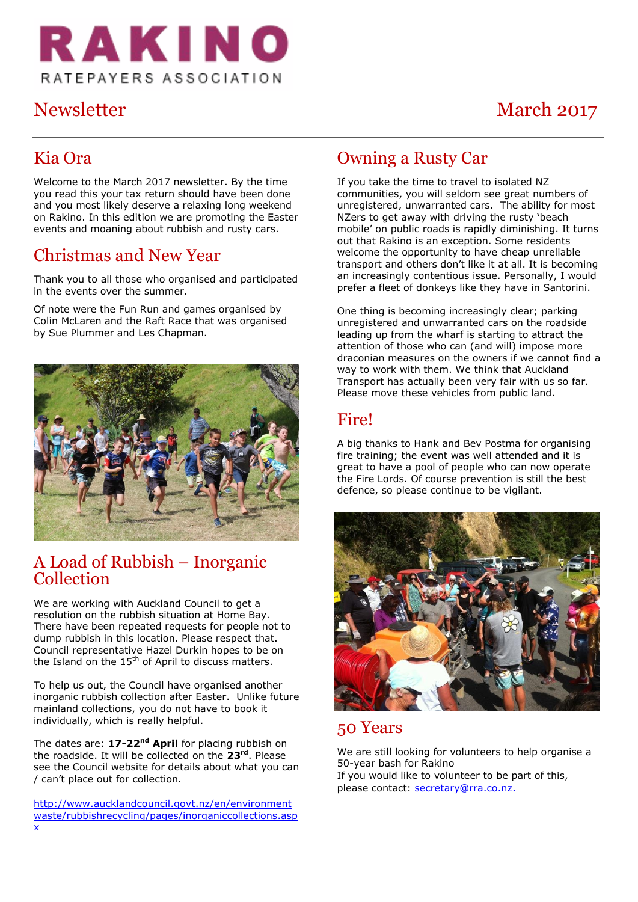# RAKINO

RATEPAYERS ASSOCIATION

# Newsletter

March 2017

## Kia Ora

Welcome to the March 2017 newsletter. By the time you read this your tax return should have been done and you most likely deserve a relaxing long weekend on Rakino. In this edition we are promoting the Easter events and moaning about rubbish and rusty cars.

## Christmas and New Year

Thank you to all those who organised and participated in the events over the summer.

Of note were the Fun Run and games organised by Colin McLaren and the Raft Race that was organised by Sue Plummer and Les Chapman.

## A Load of Rubbish – Inorganic Collection

We are working with Auckland Council to get a resolution on the rubbish situation at Home Bay. There have been repeated requests for people not to dump rubbish in this location. Please respect that. Council representative Hazel Durkin hopes to be on the Island on the 15th of April to discuss matters.

To help us out, the Council have organised another inorganic rubbish collection after Easter. Unlike future mainland collections, you do not have to book it individually, which is really helpful.

The dates are: **17-22nd April** for placing rubbish on the roadside. It will be collected on the **23rd**. Please see the Council website for details about what you can / can't place out for collection.

http://www.aucklandcouncil.govt.nz/en/environmentwaste/rubbishrecycling/pages/inorganiccollections.aspx

## Owning a Rusty Car

If you take the time to travel to isolated NZ communities, you will seldom see great numbers of unregistered, unwarranted cars. The ability for most NZers to get away with driving the rusty 'beach mobile' on public roads is rapidly diminishing. It turns out that Rakino is an exception. Some residents welcome the opportunity to have cheap unreliable transport and others don't like it at all. It is becoming an increasingly contentious issue. Personally, I would prefer a fleet of donkeys like they have in Santorini.

One thing is becoming increasingly clear; parking unregistered and unwarranted cars on the roadside leading up from the wharf is starting to attract the attention of those who can (and will) impose more draconian measures on the owners if we cannot find a way to work with them. We think that Auckland Transport has actually been very fair with us so far. Please move these vehicles from public land.

## Fire!

A big thanks to Hank and Bev Postma for organising fire training; the event was well attended and it is great to have a pool of people who can now operate the Fire Lords. Of course prevention is still the best defence, so please continue to be vigilant.

## 50 Years

We are still looking for volunteers to help organise a 50-year bash for Rakino
If you would like to volunteer to be part of this, please contact: secretary@rra.co.nz.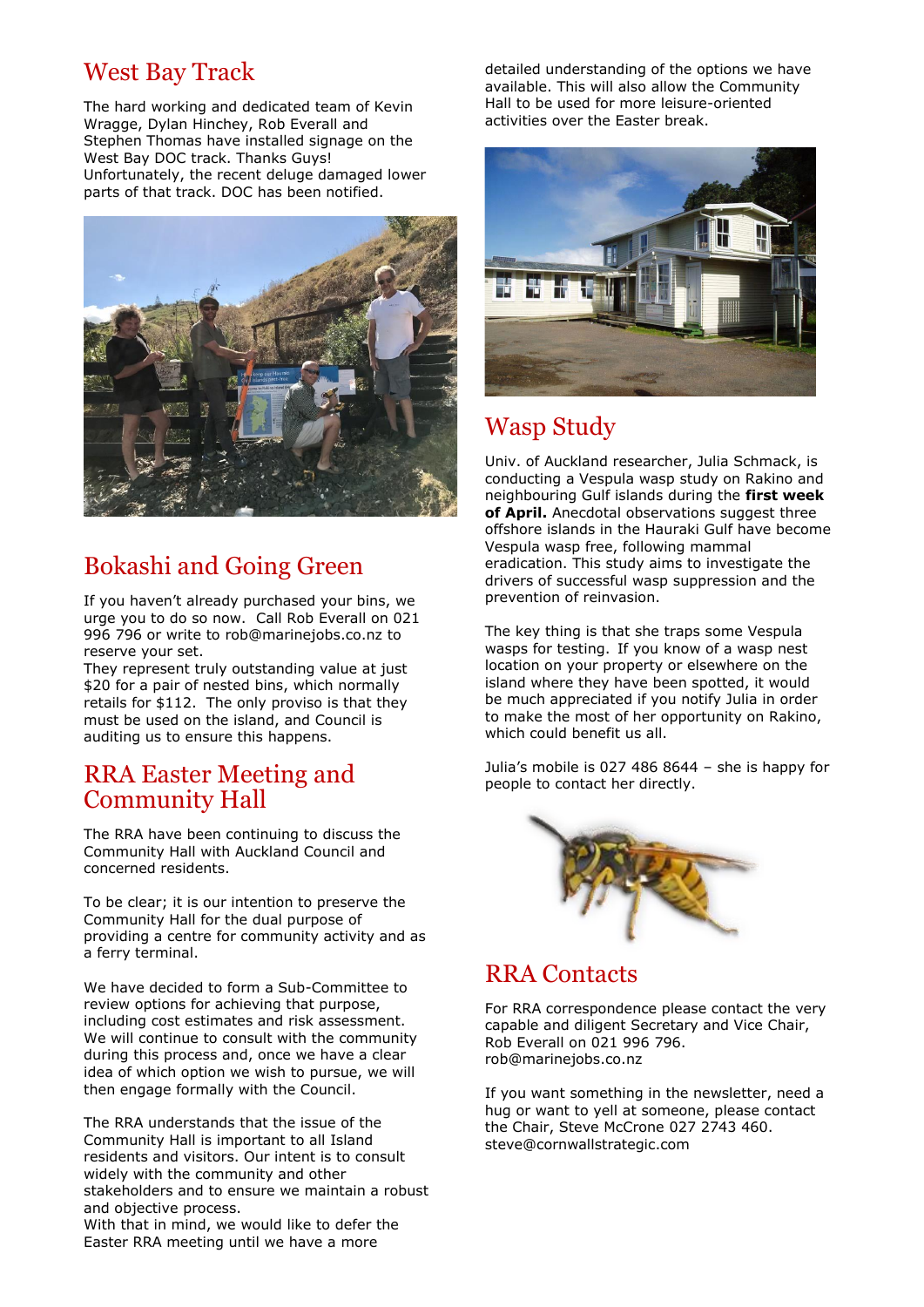## West Bay Track

The hard working and dedicated team of Kevin Wragge, Dylan Hinchey, Rob Everall and Stephen Thomas have installed signage on the West Bay DOC track. Thanks Guys! Unfortunately, the recent deluge damaged lower parts of that track. DOC has been notified.

## Bokashi and Going Green

If you haven't already purchased your bins, we urge you to do so now. Call Rob Everall on 021 996 796 or write to rob@marinejobs.co.nz to reserve your set.
They represent truly outstanding value at just $20 for a pair of nested bins, which normally retails for $112. The only proviso is that they must be used on the island, and Council is auditing us to ensure this happens.

## RRA Easter Meeting and Community Hall

The RRA have been continuing to discuss the Community Hall with Auckland Council and concerned residents.

To be clear; it is our intention to preserve the Community Hall for the dual purpose of providing a centre for community activity and as a ferry terminal.

We have decided to form a Sub-Committee to review options for achieving that purpose, including cost estimates and risk assessment. We will continue to consult with the community during this process and, once we have a clear idea of which option we wish to pursue, we will then engage formally with the Council.

The RRA understands that the issue of the Community Hall is important to all Island residents and visitors. Our intent is to consult widely with the community and other stakeholders and to ensure we maintain a robust and objective process.
With that in mind, we would like to defer the Easter RRA meeting until we have a more detailed understanding of the options we have available. This will also allow the Community Hall to be used for more leisure-oriented activities over the Easter break.

## Wasp Study

Univ. of Auckland researcher, Julia Schmack, is conducting a Vespula wasp study on Rakino and neighbouring Gulf islands during the **first week of April.** Anecdotal observations suggest three offshore islands in the Hauraki Gulf have become Vespula wasp free, following mammal eradication. This study aims to investigate the drivers of successful wasp suppression and the prevention of reinvasion.

The key thing is that she traps some Vespula wasps for testing. If you know of a wasp nest location on your property or elsewhere on the island where they have been spotted, it would be much appreciated if you notify Julia in order to make the most of her opportunity on Rakino, which could benefit us all.

Julia's mobile is 027 486 8644 – she is happy for people to contact her directly.

## RRA Contacts

For RRA correspondence please contact the very capable and diligent Secretary and Vice Chair, Rob Everall on 021 996 796.
rob@marinejobs.co.nz

If you want something in the newsletter, need a hug or want to yell at someone, please contact the Chair, Steve McCrone 027 2743 460.
steve@cornwallstrategic.com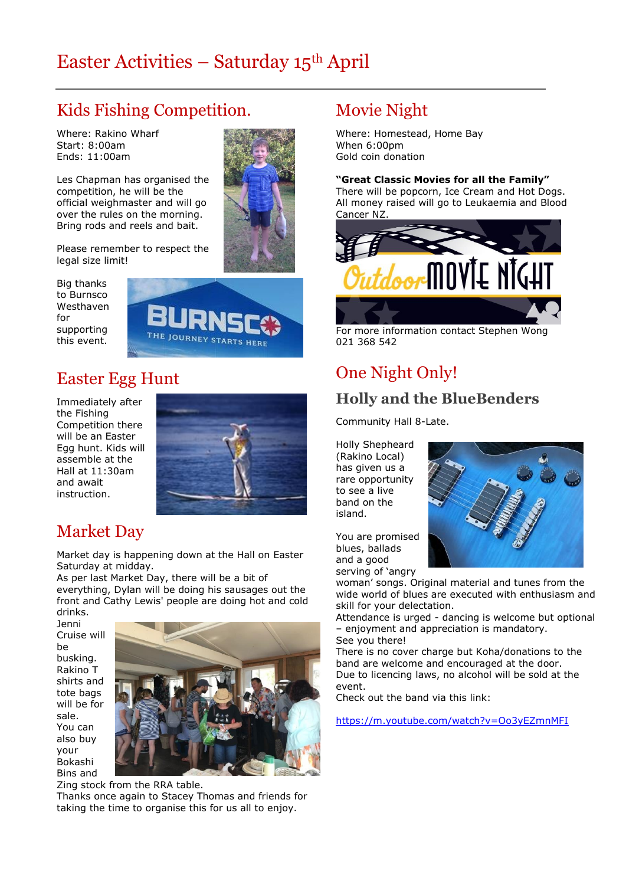# Easter Activities – Saturday 15th April

## Kids Fishing Competition.

Where: Rakino Wharf
Start: 8:00am
Ends: 11:00am

Les Chapman has organised the competition, he will be the official weighmaster and will go over the rules on the morning. Bring rods and reels and bait.

Please remember to respect the legal size limit!

Big thanks to Burnsco Westhaven for supporting this event.

## Easter Egg Hunt

Immediately after the Fishing Competition there will be an Easter Egg hunt. Kids will assemble at the Hall at 11:30am and await instruction.

## Market Day

Market day is happening down at the Hall on Easter Saturday at midday.
As per last Market Day, there will be a bit of everything, Dylan will be doing his sausages out the front and Cathy Lewis' people are doing hot and cold drinks.
Jenni Cruise will be busking.
Rakino T shirts and tote bags will be for sale.
You can also buy your Bokashi Bins and Zing stock from the RRA table.
Thanks once again to Stacey Thomas and friends for taking the time to organise this for us all to enjoy.

## Movie Night

Where: Homestead, Home Bay
When 6:00pm
Gold coin donation

**"Great Classic Movies for all the Family"**
There will be popcorn, Ice Cream and Hot Dogs. All money raised will go to Leukaemia and Blood Cancer NZ.

For more information contact Stephen Wong 021 368 542

## One Night Only!

### Holly and the BlueBenders

Community Hall 8-Late.

Holly Shepheard (Rakino Local) has given us a rare opportunity to see a live band on the island.

You are promised blues, ballads and a good serving of 'angry woman' songs. Original material and tunes from the wide world of blues are executed with enthusiasm and skill for your delectation.
Attendance is urged - dancing is welcome but optional – enjoyment and appreciation is mandatory.
See you there!
There is no cover charge but Koha/donations to the band are welcome and encouraged at the door.
Due to licencing laws, no alcohol will be sold at the event.
Check out the band via this link:

https://m.youtube.com/watch?v=Oo3yEZmnMFI